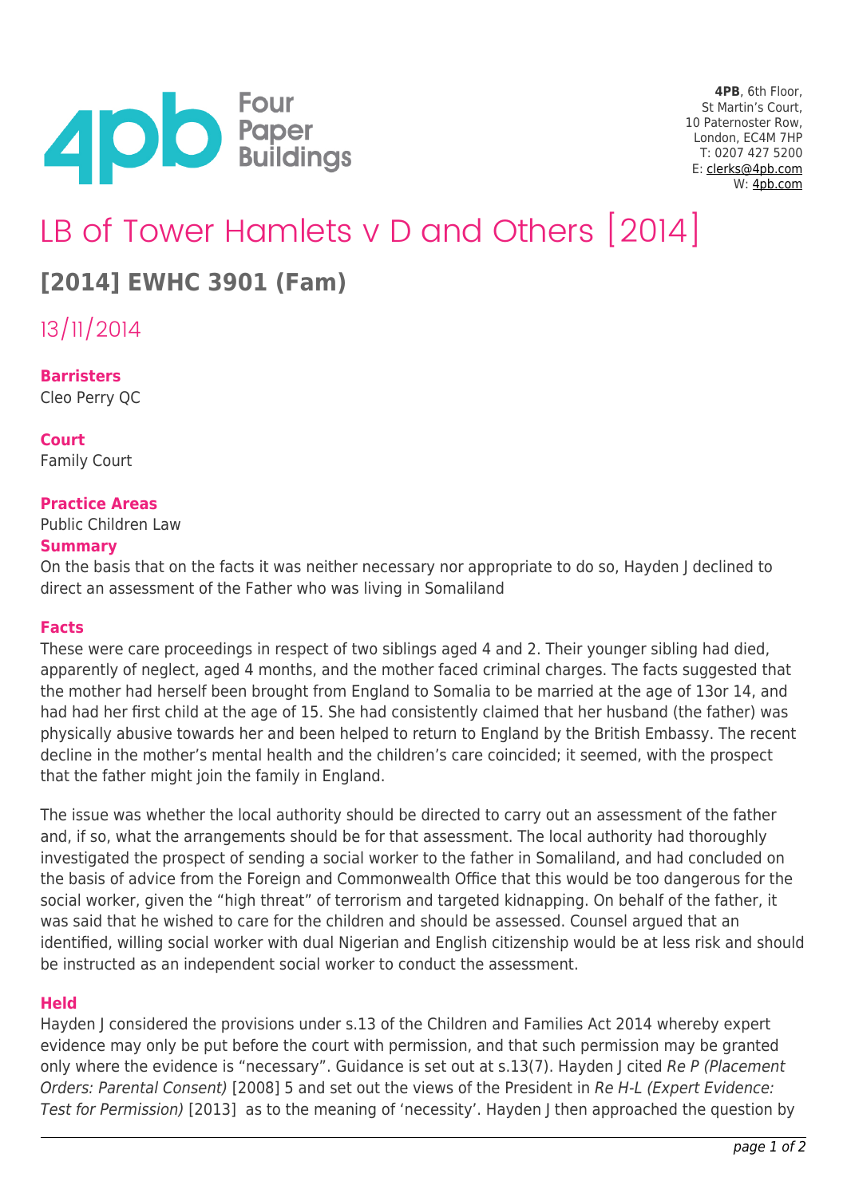**4PB**, 6th Floor,
St Martin's Court,
10 Paternoster Row,
London, EC4M 7HP
T: 0207 427 5200
E: clerks@4pb.com
W: 4pb.com

# LB of Tower Hamlets v D and Others [2014]

## [2014] EWHC 3901 (Fam)

13/11/2014

**Barristers**
Cleo Perry QC

**Court**
Family Court

**Practice Areas**
Public Children Law

**Summary**
On the basis that on the facts it was neither necessary nor appropriate to do so, Hayden J declined to direct an assessment of the Father who was living in Somaliland

**Facts**
These were care proceedings in respect of two siblings aged 4 and 2. Their younger sibling had died, apparently of neglect, aged 4 months, and the mother faced criminal charges. The facts suggested that the mother had herself been brought from England to Somalia to be married at the age of 13or 14, and had had her first child at the age of 15. She had consistently claimed that her husband (the father) was physically abusive towards her and been helped to return to England by the British Embassy. The recent decline in the mother's mental health and the children's care coincided; it seemed, with the prospect that the father might join the family in England.

The issue was whether the local authority should be directed to carry out an assessment of the father and, if so, what the arrangements should be for that assessment. The local authority had thoroughly investigated the prospect of sending a social worker to the father in Somaliland, and had concluded on the basis of advice from the Foreign and Commonwealth Office that this would be too dangerous for the social worker, given the "high threat" of terrorism and targeted kidnapping. On behalf of the father, it was said that he wished to care for the children and should be assessed. Counsel argued that an identified, willing social worker with dual Nigerian and English citizenship would be at less risk and should be instructed as an independent social worker to conduct the assessment.

**Held**
Hayden J considered the provisions under s.13 of the Children and Families Act 2014 whereby expert evidence may only be put before the court with permission, and that such permission may be granted only where the evidence is "necessary". Guidance is set out at s.13(7). Hayden J cited *Re P (Placement Orders: Parental Consent)* [2008] 5 and set out the views of the President in *Re H-L (Expert Evidence: Test for Permission)* [2013] as to the meaning of 'necessity'. Hayden J then approached the question by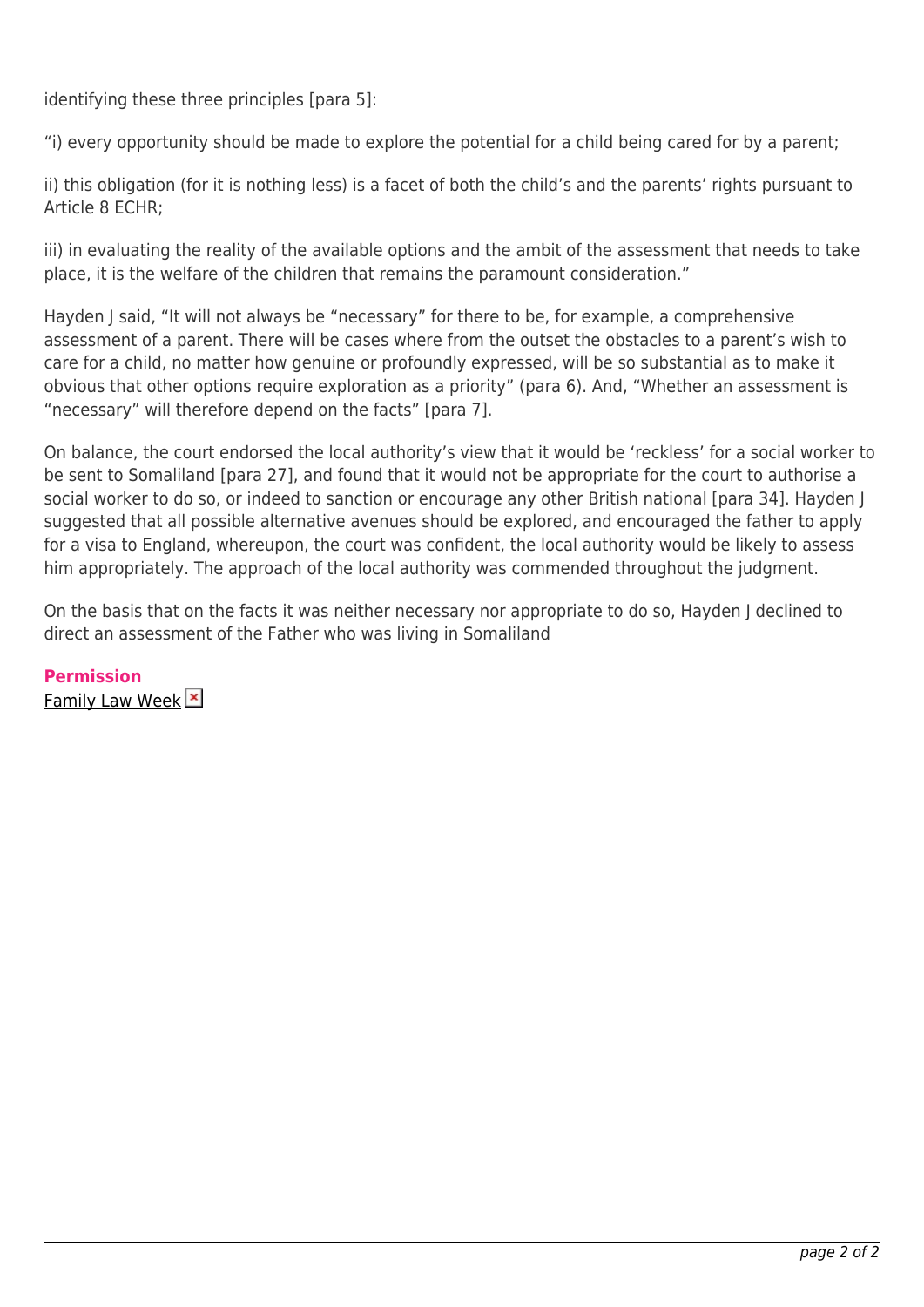identifying these three principles [para 5]:

"i) every opportunity should be made to explore the potential for a child being cared for by a parent;

ii) this obligation (for it is nothing less) is a facet of both the child's and the parents' rights pursuant to Article 8 ECHR;

iii) in evaluating the reality of the available options and the ambit of the assessment that needs to take place, it is the welfare of the children that remains the paramount consideration."

Hayden J said, "It will not always be "necessary" for there to be, for example, a comprehensive assessment of a parent. There will be cases where from the outset the obstacles to a parent's wish to care for a child, no matter how genuine or profoundly expressed, will be so substantial as to make it obvious that other options require exploration as a priority" (para 6). And, "Whether an assessment is "necessary" will therefore depend on the facts" [para 7].

On balance, the court endorsed the local authority's view that it would be 'reckless' for a social worker to be sent to Somaliland [para 27], and found that it would not be appropriate for the court to authorise a social worker to do so, or indeed to sanction or encourage any other British national [para 34]. Hayden J suggested that all possible alternative avenues should be explored, and encouraged the father to apply for a visa to England, whereupon, the court was confident, the local authority would be likely to assess him appropriately. The approach of the local authority was commended throughout the judgment.

On the basis that on the facts it was neither necessary nor appropriate to do so, Hayden J declined to direct an assessment of the Father who was living in Somaliland

**Permission**

Family Law Week